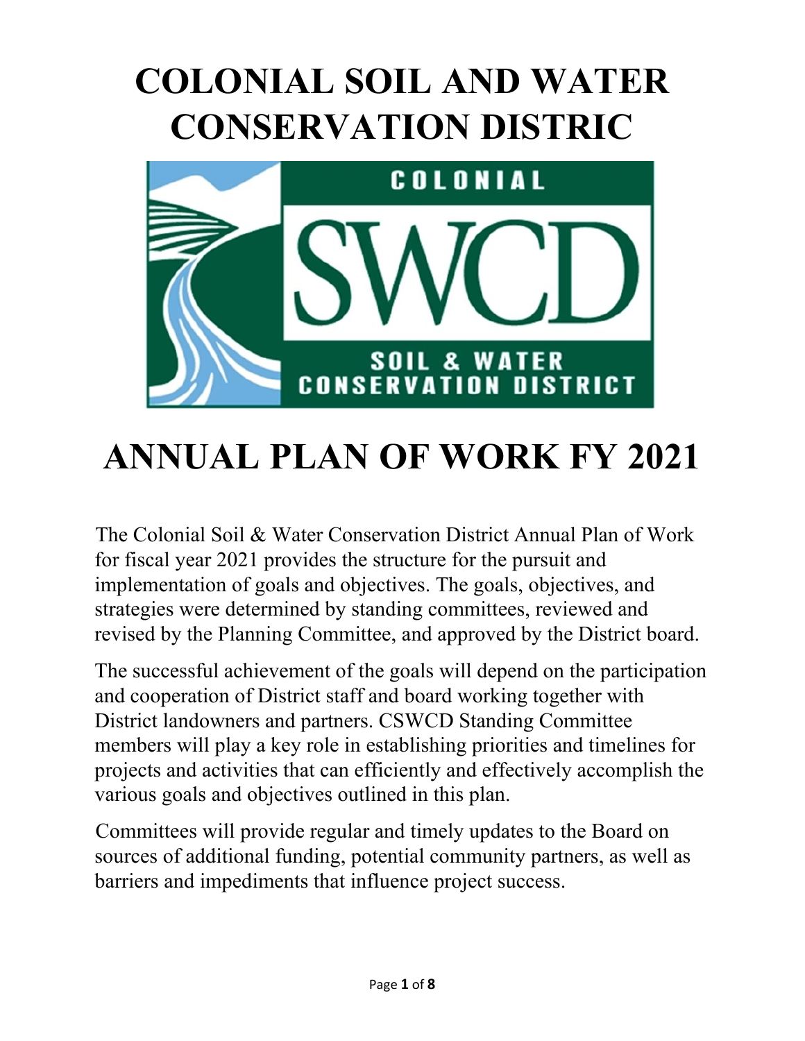# COLONIAL SOIL AND WATER CONSERVATION DISTRIC

# ANNUAL PLAN OF WORK FY 2021

The Colonial Soil & Water Conservation District Annual Plan of Work for fiscal year 2021 provides the structure for the pursuit and implementation of goals and objectives. The goals, objectives, and strategies were determined by standing committees, reviewed and revised by the Planning Committee, and approved by the District board.

The successful achievement of the goals will depend on the participation and cooperation of District staff and board working together with District landowners and partners. CSWCD Standing Committee members will play a key role in establishing priorities and timelines for projects and activities that can efficiently and effectively accomplish the various goals and objectives outlined in this plan.

Committees will provide regular and timely updates to the Board on sources of additional funding, potential community partners, as well as barriers and impediments that influence project success.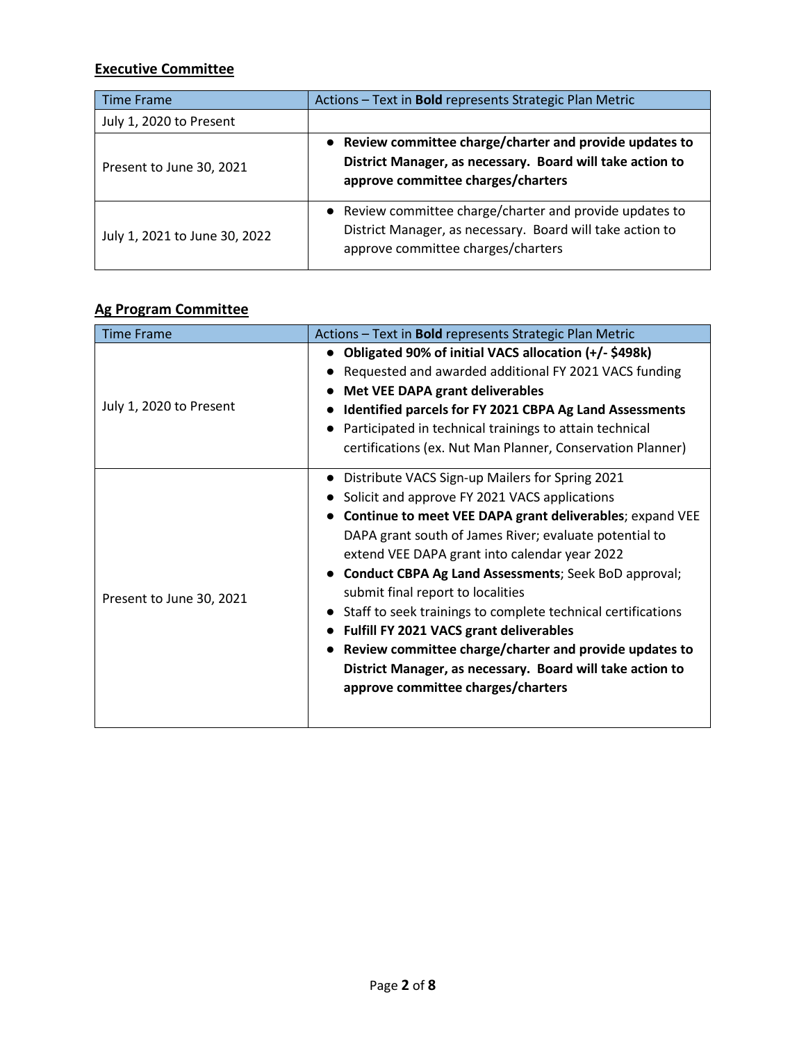**Executive Committee**

| Time Frame | Actions – Text in **Bold** represents Strategic Plan Metric |
|---|---|
| July 1, 2020 to Present | |
| Present to June 30, 2021 | • **Review committee charge/charter and provide updates to District Manager, as necessary. Board will take action to approve committee charges/charters** |
| July 1, 2021 to June 30, 2022 | • Review committee charge/charter and provide updates to District Manager, as necessary. Board will take action to approve committee charges/charters |

**Ag Program Committee**

| Time Frame | Actions – Text in **Bold** represents Strategic Plan Metric |
|---|---|
| July 1, 2020 to Present | • **Obligated 90% of initial VACS allocation (+/- $498k)**<br>• Requested and awarded additional FY 2021 VACS funding<br>• **Met VEE DAPA grant deliverables**<br>• **Identified parcels for FY 2021 CBPA Ag Land Assessments**<br>• Participated in technical trainings to attain technical certifications (ex. Nut Man Planner, Conservation Planner) |
| Present to June 30, 2021 | • Distribute VACS Sign-up Mailers for Spring 2021<br>• Solicit and approve FY 2021 VACS applications<br>• **Continue to meet VEE DAPA grant deliverables**; expand VEE DAPA grant south of James River; evaluate potential to extend VEE DAPA grant into calendar year 2022<br>• **Conduct CBPA Ag Land Assessments**; Seek BoD approval; submit final report to localities<br>• Staff to seek trainings to complete technical certifications<br>• **Fulfill FY 2021 VACS grant deliverables**<br>• **Review committee charge/charter and provide updates to District Manager, as necessary. Board will take action to approve committee charges/charters** |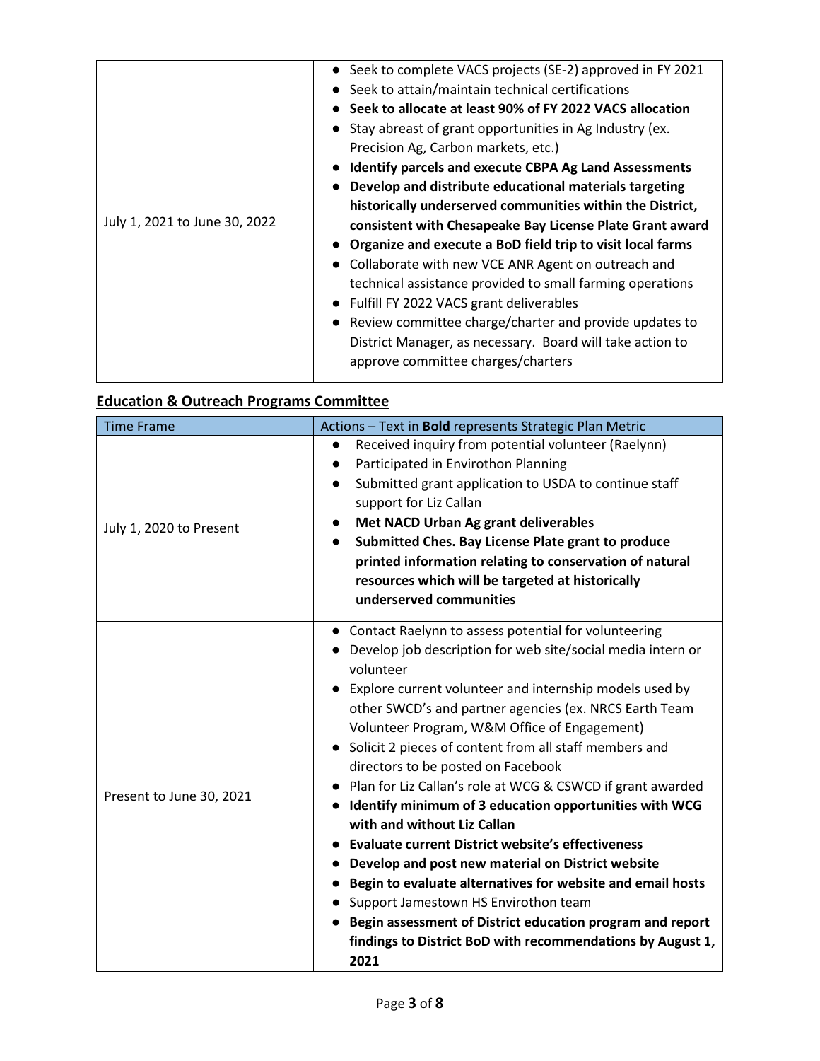| | |
|---|---|
| July 1, 2021 to June 30, 2022 | ● Seek to complete VACS projects (SE-2) approved in FY 2021<br>● Seek to attain/maintain technical certifications<br>● **Seek to allocate at least 90% of FY 2022 VACS allocation**<br>● Stay abreast of grant opportunities in Ag Industry (ex. Precision Ag, Carbon markets, etc.)<br>● **Identify parcels and execute CBPA Ag Land Assessments**<br>● **Develop and distribute educational materials targeting historically underserved communities within the District, consistent with Chesapeake Bay License Plate Grant award**<br>● **Organize and execute a BoD field trip to visit local farms**<br>● Collaborate with new VCE ANR Agent on outreach and technical assistance provided to small farming operations<br>● Fulfill FY 2022 VACS grant deliverables<br>● Review committee charge/charter and provide updates to District Manager, as necessary. Board will take action to approve committee charges/charters |

## Education & Outreach Programs Committee

| Time Frame | Actions – Text in **Bold** represents Strategic Plan Metric |
|---|---|
| July 1, 2020 to Present | ● Received inquiry from potential volunteer (Raelynn)<br>● Participated in Envirothon Planning<br>● Submitted grant application to USDA to continue staff support for Liz Callan<br>● **Met NACD Urban Ag grant deliverables**<br>● **Submitted Ches. Bay License Plate grant to produce printed information relating to conservation of natural resources which will be targeted at historically underserved communities** |
| Present to June 30, 2021 | ● Contact Raelynn to assess potential for volunteering<br>● Develop job description for web site/social media intern or volunteer<br>● Explore current volunteer and internship models used by other SWCD's and partner agencies (ex. NRCS Earth Team Volunteer Program, W&M Office of Engagement)<br>● Solicit 2 pieces of content from all staff members and directors to be posted on Facebook<br>● Plan for Liz Callan's role at WCG & CSWCD if grant awarded<br>● **Identify minimum of 3 education opportunities with WCG with and without Liz Callan**<br>● **Evaluate current District website's effectiveness**<br>● **Develop and post new material on District website**<br>● **Begin to evaluate alternatives for website and email hosts**<br>● Support Jamestown HS Envirothon team<br>● **Begin assessment of District education program and report findings to District BoD with recommendations by August 1, 2021** |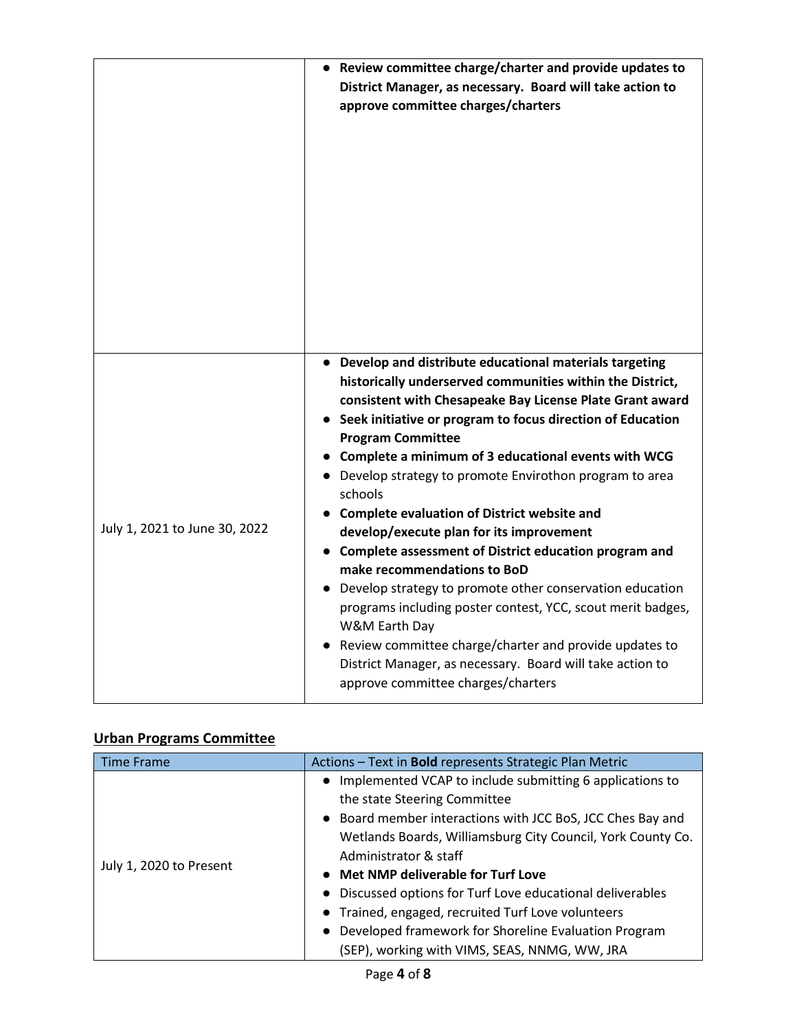| | |
|---|---|
| | • **Review committee charge/charter and provide updates to District Manager, as necessary. Board will take action to approve committee charges/charters** |
| July 1, 2021 to June 30, 2022 | • **Develop and distribute educational materials targeting historically underserved communities within the District, consistent with Chesapeake Bay License Plate Grant award**<br>• **Seek initiative or program to focus direction of Education Program Committee**<br>• **Complete a minimum of 3 educational events with WCG**<br>• Develop strategy to promote Envirothon program to area schools<br>• **Complete evaluation of District website and develop/execute plan for its improvement**<br>• **Complete assessment of District education program and make recommendations to BoD**<br>• Develop strategy to promote other conservation education programs including poster contest, YCC, scout merit badges, W&M Earth Day<br>• Review committee charge/charter and provide updates to District Manager, as necessary. Board will take action to approve committee charges/charters |

## Urban Programs Committee

| Time Frame | Actions – Text in **Bold** represents Strategic Plan Metric |
|---|---|
| July 1, 2020 to Present | • Implemented VCAP to include submitting 6 applications to the state Steering Committee<br>• Board member interactions with JCC BoS, JCC Ches Bay and Wetlands Boards, Williamsburg City Council, York County Co. Administrator & staff<br>• **Met NMP deliverable for Turf Love**<br>• Discussed options for Turf Love educational deliverables<br>• Trained, engaged, recruited Turf Love volunteers<br>• Developed framework for Shoreline Evaluation Program (SEP), working with VIMS, SEAS, NNMG, WW, JRA |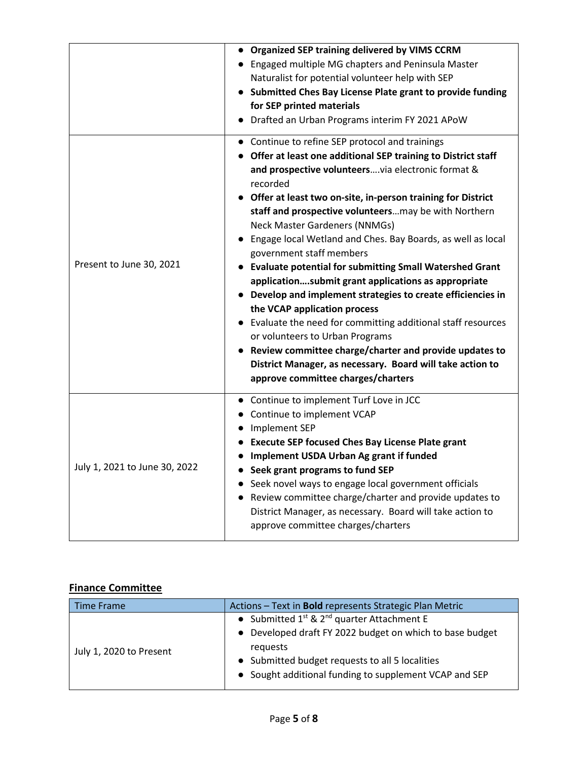| | |
|---|---|
| | • **Organized SEP training delivered by VIMS CCRM**<br>• Engaged multiple MG chapters and Peninsula Master Naturalist for potential volunteer help with SEP<br>• **Submitted Ches Bay License Plate grant to provide funding for SEP printed materials**<br>• Drafted an Urban Programs interim FY 2021 APoW |
| Present to June 30, 2021 | • Continue to refine SEP protocol and trainings<br>• **Offer at least one additional SEP training to District staff and prospective volunteers**….via electronic format & recorded<br>• **Offer at least two on-site, in-person training for District staff and prospective volunteers**…may be with Northern Neck Master Gardeners (NNMGs)<br>• Engage local Wetland and Ches. Bay Boards, as well as local government staff members<br>• **Evaluate potential for submitting Small Watershed Grant application….submit grant applications as appropriate**<br>• **Develop and implement strategies to create efficiencies in the VCAP application process**<br>• Evaluate the need for committing additional staff resources or volunteers to Urban Programs<br>• **Review committee charge/charter and provide updates to District Manager, as necessary. Board will take action to approve committee charges/charters** |
| July 1, 2021 to June 30, 2022 | • Continue to implement Turf Love in JCC<br>• Continue to implement VCAP<br>• Implement SEP<br>• **Execute SEP focused Ches Bay License Plate grant**<br>• **Implement USDA Urban Ag grant if funded**<br>• **Seek grant programs to fund SEP**<br>• Seek novel ways to engage local government officials<br>• Review committee charge/charter and provide updates to District Manager, as necessary. Board will take action to approve committee charges/charters |

## Finance Committee

| Time Frame | Actions – Text in **Bold** represents Strategic Plan Metric |
|---|---|
| July 1, 2020 to Present | • Submitted 1st & 2nd quarter Attachment E<br>• Developed draft FY 2022 budget on which to base budget requests<br>• Submitted budget requests to all 5 localities<br>• Sought additional funding to supplement VCAP and SEP |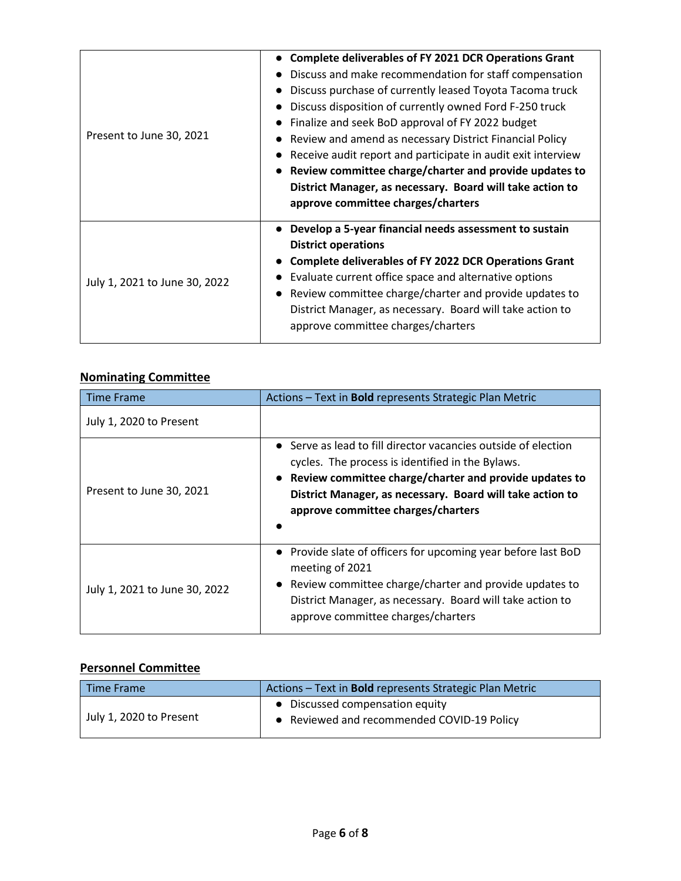| | |
|---|---|
| Present to June 30, 2021 | ● **Complete deliverables of FY 2021 DCR Operations Grant**<br>● Discuss and make recommendation for staff compensation<br>● Discuss purchase of currently leased Toyota Tacoma truck<br>● Discuss disposition of currently owned Ford F-250 truck<br>● Finalize and seek BoD approval of FY 2022 budget<br>● Review and amend as necessary District Financial Policy<br>● Receive audit report and participate in audit exit interview<br>● **Review committee charge/charter and provide updates to District Manager, as necessary. Board will take action to approve committee charges/charters** |
| July 1, 2021 to June 30, 2022 | ● **Develop a 5-year financial needs assessment to sustain District operations**<br>● **Complete deliverables of FY 2022 DCR Operations Grant**<br>● Evaluate current office space and alternative options<br>● Review committee charge/charter and provide updates to District Manager, as necessary. Board will take action to approve committee charges/charters |

## Nominating Committee

| Time Frame | Actions – Text in **Bold** represents Strategic Plan Metric |
|---|---|
| July 1, 2020 to Present | |
| Present to June 30, 2021 | ● Serve as lead to fill director vacancies outside of election cycles. The process is identified in the Bylaws.<br>● **Review committee charge/charter and provide updates to District Manager, as necessary. Board will take action to approve committee charges/charters**<br>● |
| July 1, 2021 to June 30, 2022 | ● Provide slate of officers for upcoming year before last BoD meeting of 2021<br>● Review committee charge/charter and provide updates to District Manager, as necessary. Board will take action to approve committee charges/charters |

## Personnel Committee

| Time Frame | Actions – Text in **Bold** represents Strategic Plan Metric |
|---|---|
| July 1, 2020 to Present | ● Discussed compensation equity<br>● Reviewed and recommended COVID-19 Policy |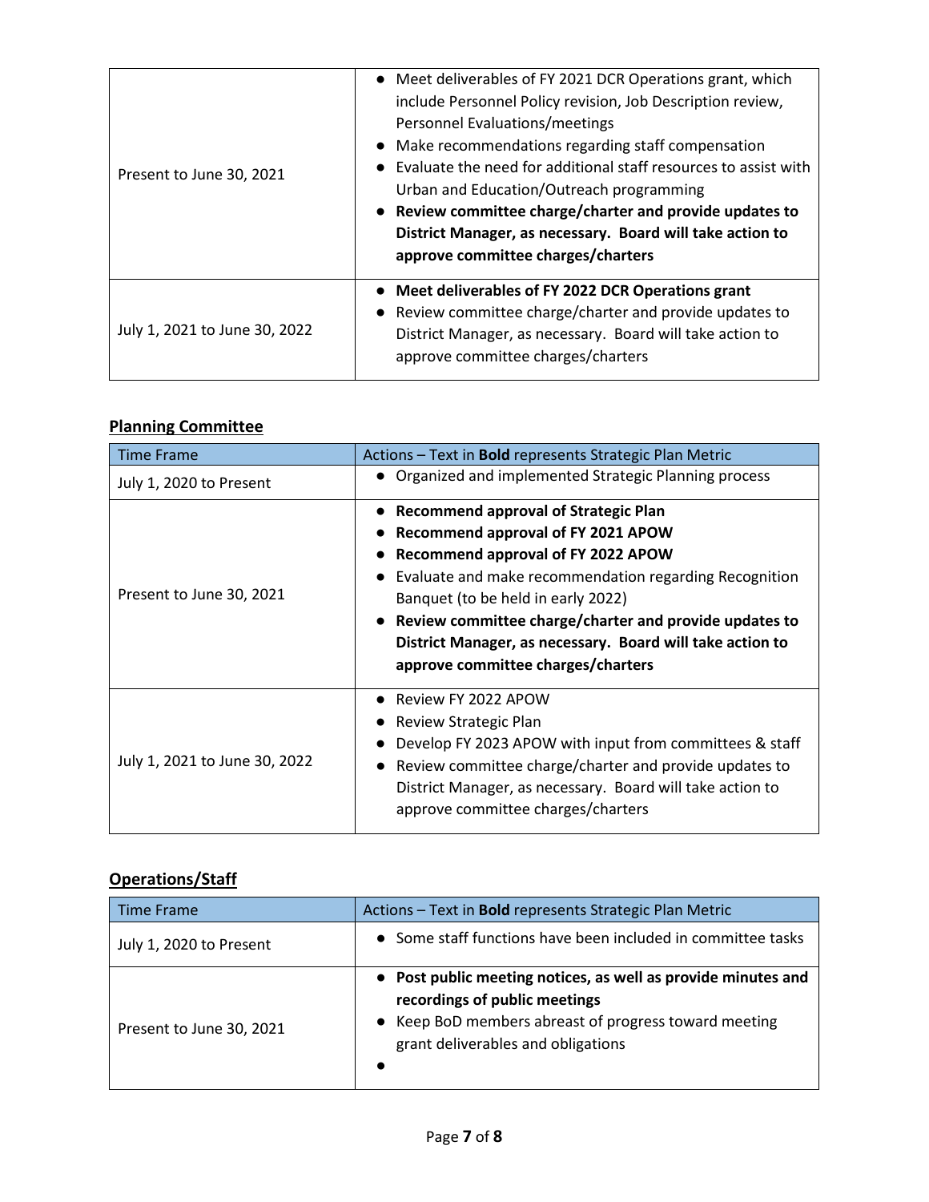| | |
|---|---|
| Present to June 30, 2021 | • Meet deliverables of FY 2021 DCR Operations grant, which include Personnel Policy revision, Job Description review, Personnel Evaluations/meetings<br>• Make recommendations regarding staff compensation<br>• Evaluate the need for additional staff resources to assist with Urban and Education/Outreach programming<br>• **Review committee charge/charter and provide updates to District Manager, as necessary. Board will take action to approve committee charges/charters** |
| July 1, 2021 to June 30, 2022 | • **Meet deliverables of FY 2022 DCR Operations grant**<br>• Review committee charge/charter and provide updates to District Manager, as necessary. Board will take action to approve committee charges/charters |

## **Planning Committee**

| Time Frame | Actions – Text in **Bold** represents Strategic Plan Metric |
|---|---|
| July 1, 2020 to Present | • Organized and implemented Strategic Planning process |
| Present to June 30, 2021 | • **Recommend approval of Strategic Plan**<br>• **Recommend approval of FY 2021 APOW**<br>• **Recommend approval of FY 2022 APOW**<br>• Evaluate and make recommendation regarding Recognition Banquet (to be held in early 2022)<br>• **Review committee charge/charter and provide updates to District Manager, as necessary. Board will take action to approve committee charges/charters** |
| July 1, 2021 to June 30, 2022 | • Review FY 2022 APOW<br>• Review Strategic Plan<br>• Develop FY 2023 APOW with input from committees & staff<br>• Review committee charge/charter and provide updates to District Manager, as necessary. Board will take action to approve committee charges/charters |

## **Operations/Staff**

| Time Frame | Actions – Text in **Bold** represents Strategic Plan Metric |
|---|---|
| July 1, 2020 to Present | • Some staff functions have been included in committee tasks |
| Present to June 30, 2021 | • **Post public meeting notices, as well as provide minutes and recordings of public meetings**<br>• Keep BoD members abreast of progress toward meeting grant deliverables and obligations<br>• |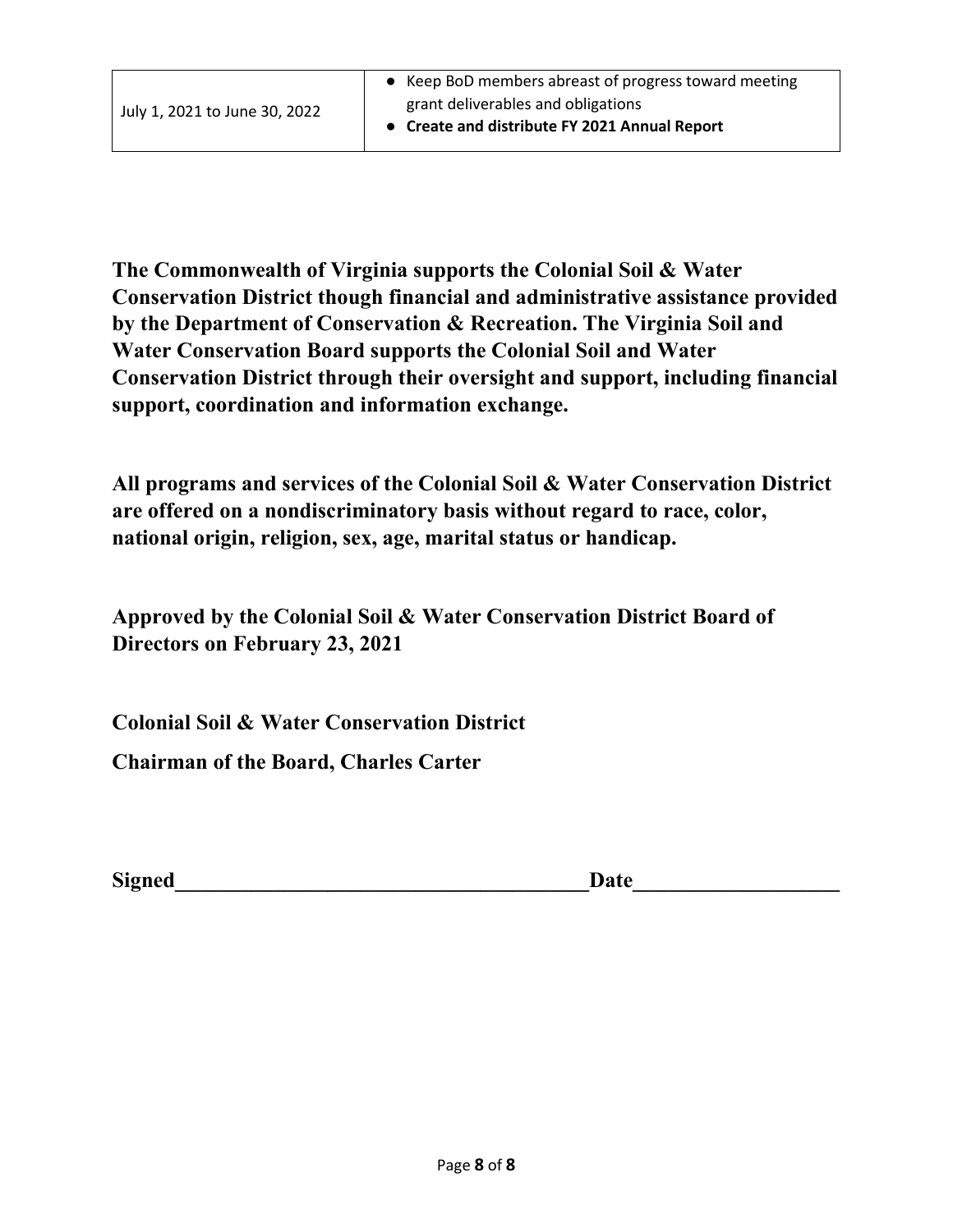| | |
|---|---|
| July 1, 2021 to June 30, 2022 | • Keep BoD members abreast of progress toward meeting grant deliverables and obligations<br>• **Create and distribute FY 2021 Annual Report** |

**The Commonwealth of Virginia supports the Colonial Soil & Water Conservation District though financial and administrative assistance provided by the Department of Conservation & Recreation. The Virginia Soil and Water Conservation Board supports the Colonial Soil and Water Conservation District through their oversight and support, including financial support, coordination and information exchange.**

**All programs and services of the Colonial Soil & Water Conservation District are offered on a nondiscriminatory basis without regard to race, color, national origin, religion, sex, age, marital status or handicap.**

**Approved by the Colonial Soil & Water Conservation District Board of Directors on February 23, 2021**

**Colonial Soil & Water Conservation District**

**Chairman of the Board, Charles Carter**

**Signed_______________________________________Date___________________**